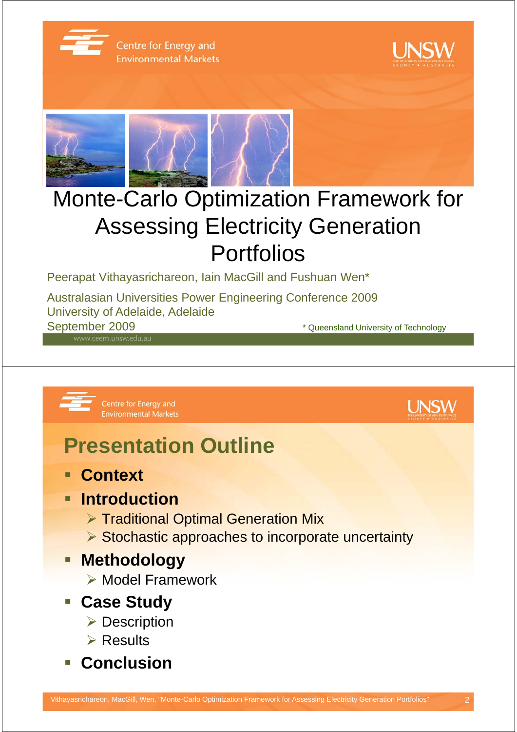Centre for Energy and Environmental Markets

# Monte-Carlo Optimization Framework for Assessing Electricity Generation Portfolios

Peerapat Vithayasrichareon, Iain MacGill and Fushuan Wen*

Australasian Universities Power Engineering Conference 2009
University of Adelaide, Adelaide
September 2009

* Queensland University of Technology

www.ceem.unsw.edu.au

---

Centre for Energy and Environmental Markets

## Presentation Outline

- **Context**
- **Introduction**
  - Traditional Optimal Generation Mix
  - Stochastic approaches to incorporate uncertainty
- **Methodology**
  - Model Framework
- **Case Study**
  - Description
  - Results
- **Conclusion**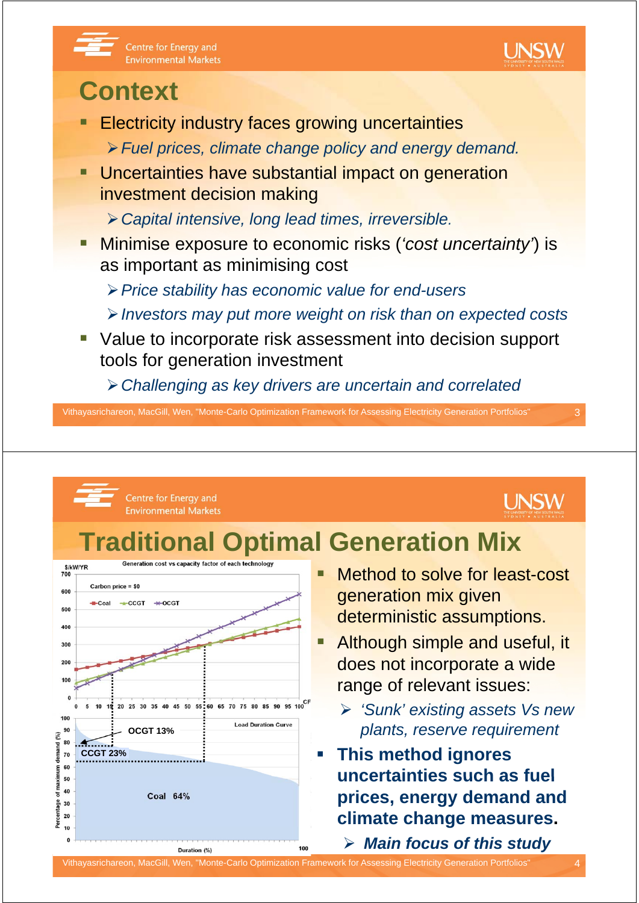# Context

- Electricity industry faces growing uncertainties
  - *Fuel prices, climate change policy and energy demand.*
- Uncertainties have substantial impact on generation investment decision making
  - *Capital intensive, long lead times, irreversible.*
- Minimise exposure to economic risks (*'cost uncertainty'*) is as important as minimising cost
  - *Price stability has economic value for end-users*
  - *Investors may put more weight on risk than on expected costs*
- Value to incorporate risk assessment into decision support tools for generation investment
  - *Challenging as key drivers are uncertain and correlated*

# Traditional Optimal Generation Mix

- Method to solve for least-cost generation mix given deterministic assumptions.
- Although simple and useful, it does not incorporate a wide range of relevant issues:
  - *'Sunk' existing assets Vs new plants, reserve requirement*
- **This method ignores uncertainties such as fuel prices, energy demand and climate change measures.**
  - ***Main focus of this study***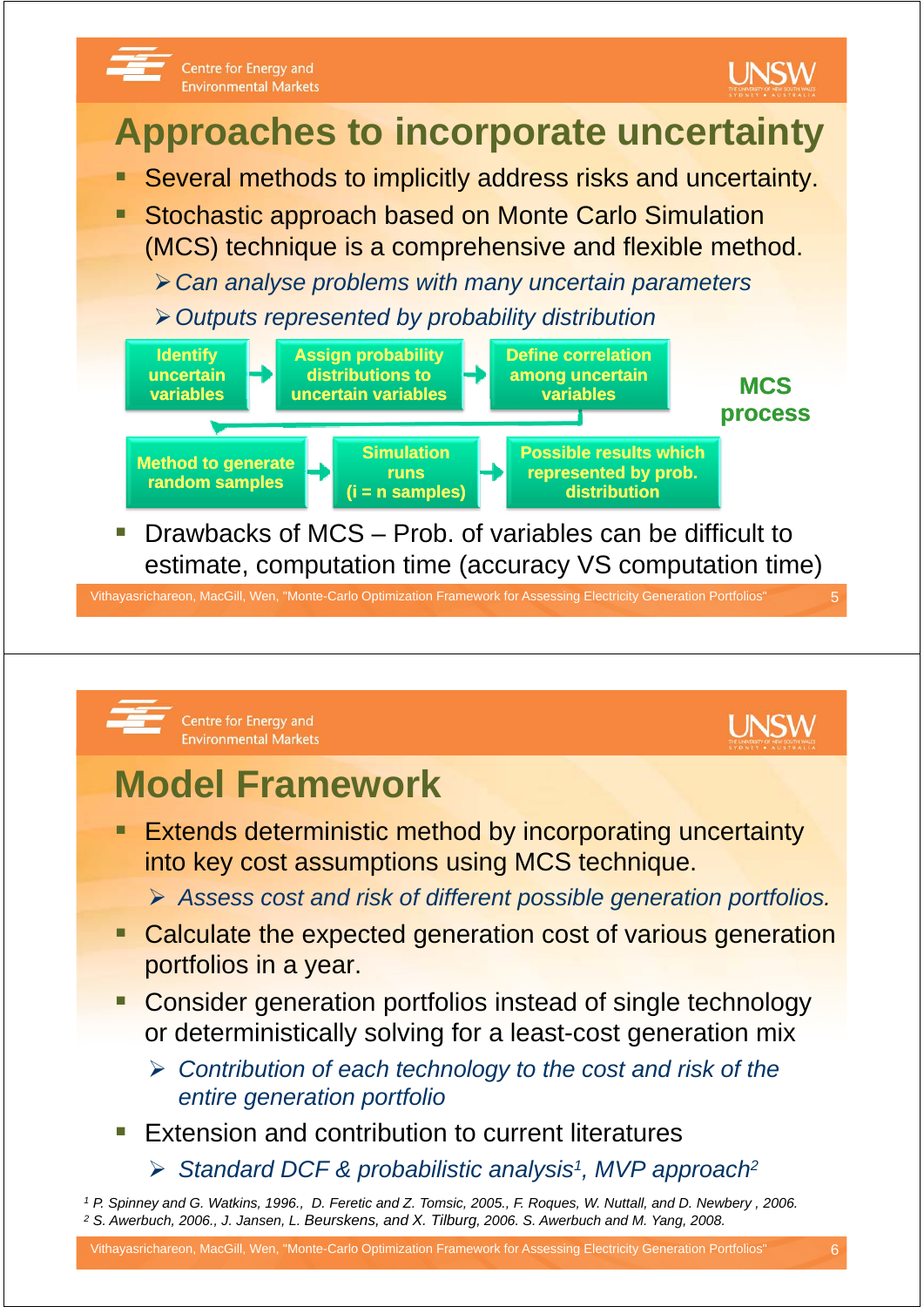# Approaches to incorporate uncertainty

- Several methods to implicitly address risks and uncertainty.
- Stochastic approach based on Monte Carlo Simulation (MCS) technique is a comprehensive and flexible method.
  - *Can analyse problems with many uncertain parameters*
  - *Outputs represented by probability distribution*

**MCS process**

**Identify uncertain variables** → **Assign probability distributions to uncertain variables** → **Define correlation among uncertain variables** → **Method to generate random samples** → **Simulation runs (i = n samples)** → **Possible results which represented by prob. distribution**

- Drawbacks of MCS – Prob. of variables can be difficult to estimate, computation time (accuracy VS computation time)

# Model Framework

- Extends deterministic method by incorporating uncertainty into key cost assumptions using MCS technique.
  - *Assess cost and risk of different possible generation portfolios.*
- Calculate the expected generation cost of various generation portfolios in a year.
- Consider generation portfolios instead of single technology or deterministically solving for a least-cost generation mix
  - *Contribution of each technology to the cost and risk of the entire generation portfolio*
- Extension and contribution to current literatures
  - *Standard DCF & probabilistic analysis[1], MVP approach[2]*

[1] P. Spinney and G. Watkins, 1996., D. Feretic and Z. Tomsic, 2005., F. Roques, W. Nuttall, and D. Newbery , 2006.
[2] S. Awerbuch, 2006., J. Jansen, L. Beurskens, and X. Tilburg, 2006. S. Awerbuch and M. Yang, 2008.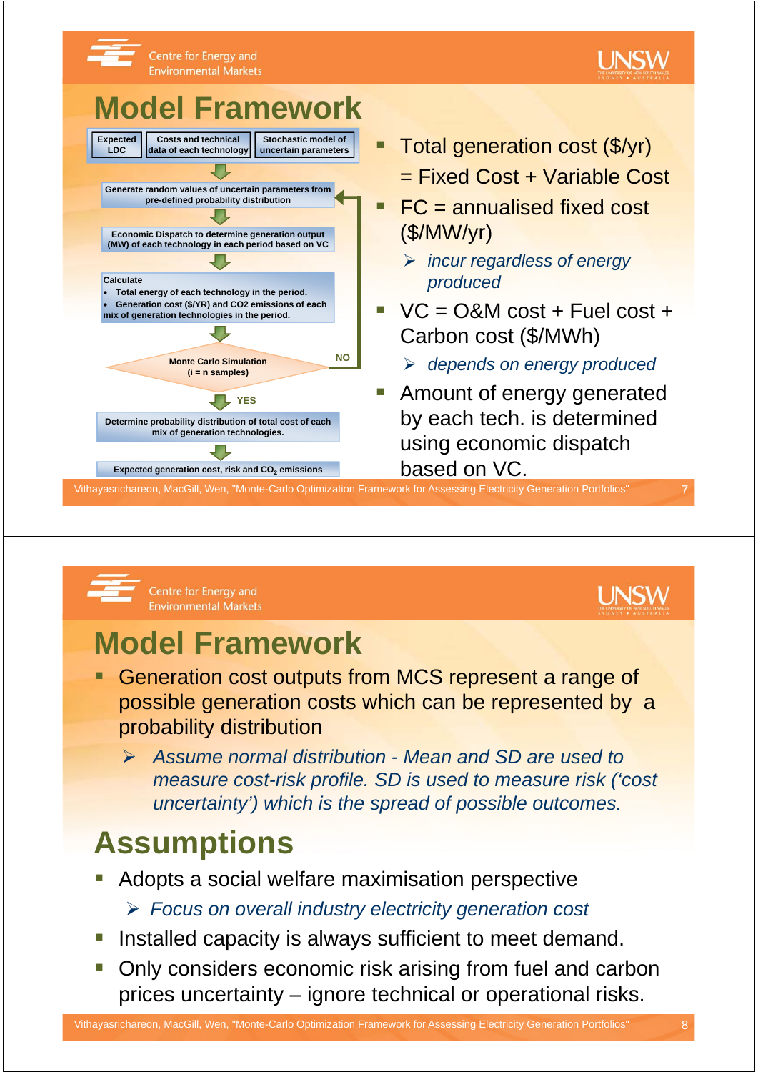# Model Framework

Expected LDC | Costs and technical data of each technology | Stochastic model of uncertain parameters

Generate random values of uncertain parameters from pre-defined probability distribution

Economic Dispatch to determine generation output (MW) of each technology in each period based on VC

Calculate
- Total energy of each technology in the period.
- Generation cost ($/YR) and CO2 emissions of each mix of generation technologies in the period.

Monte Carlo Simulation (i = n samples)

NO

YES

Determine probability distribution of total cost of each mix of generation technologies.

Expected generation cost, risk and $CO_2$ emissions

- Total generation cost ($/yr) = Fixed Cost + Variable Cost
- FC = annualised fixed cost ($/MW/yr)
  - *incur regardless of energy produced*
- VC = O&M cost + Fuel cost + Carbon cost ($/MWh)
  - *depends on energy produced*
- Amount of energy generated by each tech. is determined using economic dispatch based on VC.

# Model Framework

- Generation cost outputs from MCS represent a range of possible generation costs which can be represented by a probability distribution
  - *Assume normal distribution - Mean and SD are used to measure cost-risk profile. SD is used to measure risk ('cost uncertainty') which is the spread of possible outcomes.*

# Assumptions

- Adopts a social welfare maximisation perspective
  - *Focus on overall industry electricity generation cost*
- Installed capacity is always sufficient to meet demand.
- Only considers economic risk arising from fuel and carbon prices uncertainty – ignore technical or operational risks.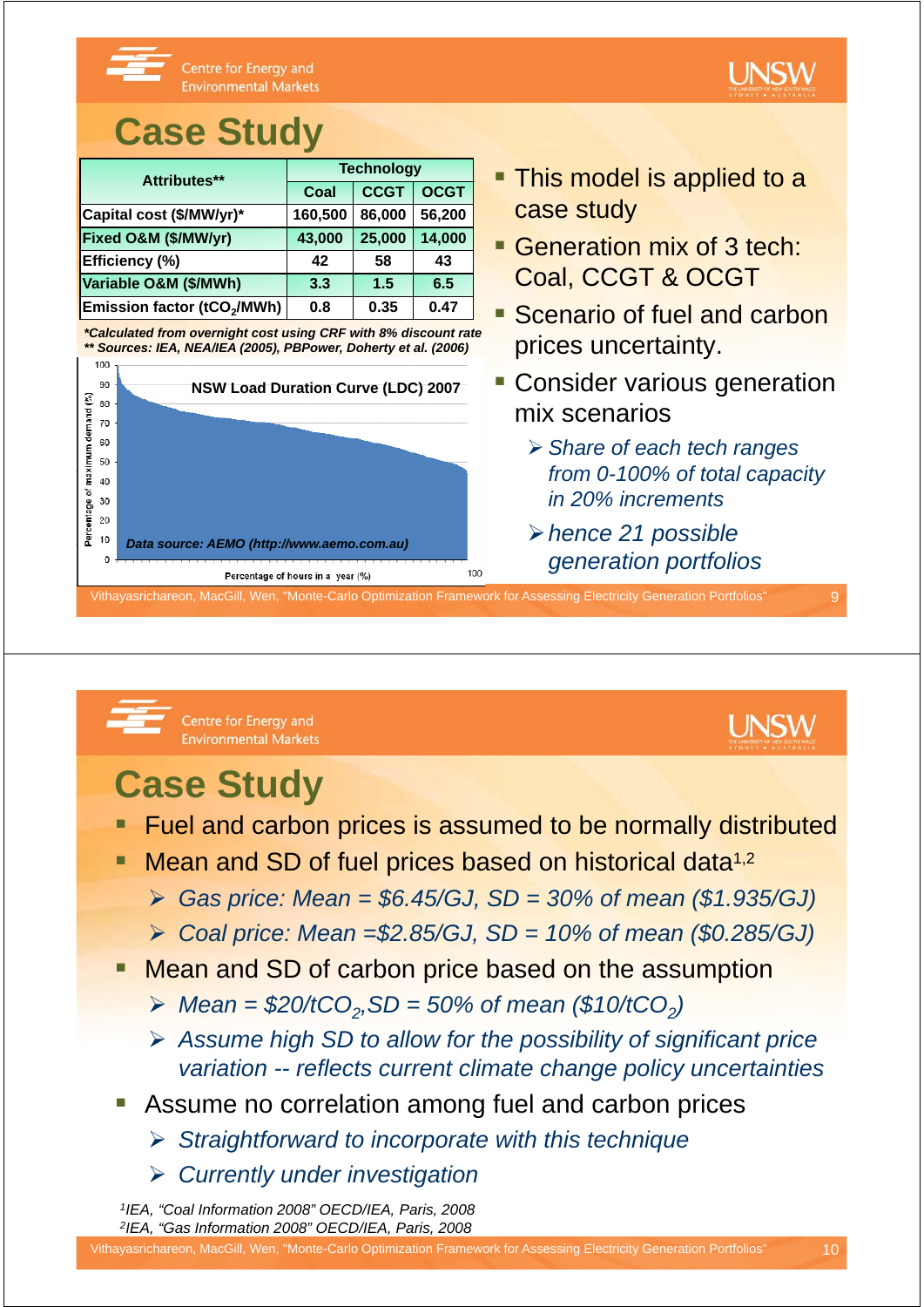# Case Study

| Attributes** | Technology | | |
|---|---|---|---|
| | Coal | CCGT | OCGT |
| Capital cost ($/MW/yr)* | 160,500 | 86,000 | 56,200 |
| Fixed O&M ($/MW/yr) | 43,000 | 25,000 | 14,000 |
| Efficiency (%) | 42 | 58 | 43 |
| Variable O&M ($/MWh) | 3.3 | 1.5 | 6.5 |
| Emission factor ($tCO_2$/MWh) | 0.8 | 0.35 | 0.47 |

*\*Calculated from overnight cost using CRF with 8% discount rate*
*\*\* Sources: IEA, NEA/IEA (2005), PBPower, Doherty et al. (2006)*

NSW Load Duration Curve (LDC) 2007

Data source: AEMO (http://www.aemo.com.au)

- This model is applied to a case study
- Generation mix of 3 tech: Coal, CCGT & OCGT
- Scenario of fuel and carbon prices uncertainty.
- Consider various generation mix scenarios
  - *Share of each tech ranges from 0-100% of total capacity in 20% increments*
  - *hence 21 possible generation portfolios*

# Case Study

- Fuel and carbon prices is assumed to be normally distributed
- Mean and SD of fuel prices based on historical data[1,2]
  - *Gas price: Mean = $6.45/GJ, SD = 30% of mean ($1.935/GJ)*
  - *Coal price: Mean =$2.85/GJ, SD = 10% of mean ($0.285/GJ)*
- Mean and SD of carbon price based on the assumption
  - *Mean = $20/$tCO_2$, SD = 50% of mean ($10/$tCO_2$)*
  - *Assume high SD to allow for the possibility of significant price variation -- reflects current climate change policy uncertainties*
- Assume no correlation among fuel and carbon prices
  - *Straightforward to incorporate with this technique*
  - *Currently under investigation*

*[1]IEA, "Coal Information 2008" OECD/IEA, Paris, 2008*
*[2]IEA, "Gas Information 2008" OECD/IEA, Paris, 2008*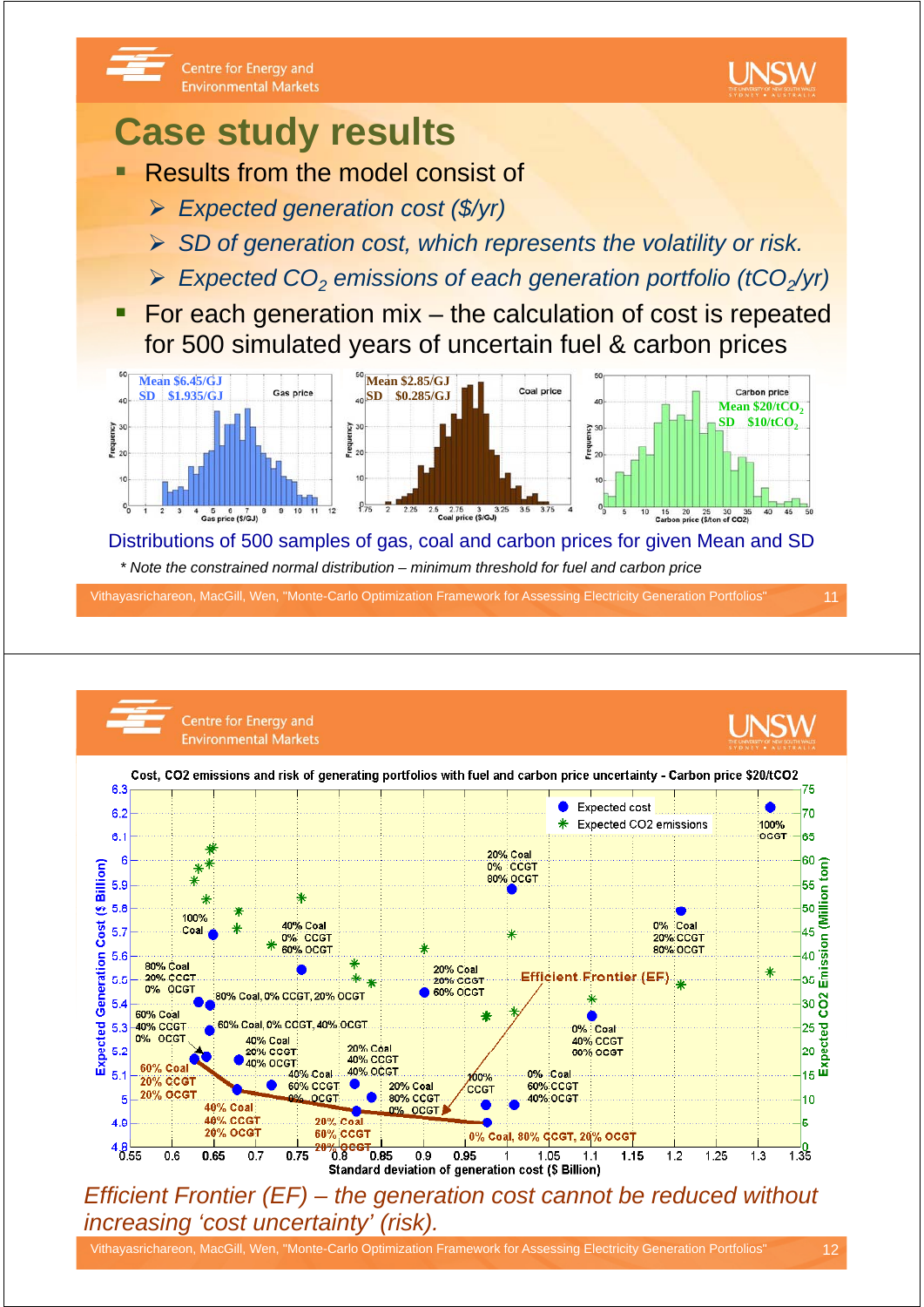# Case study results

- Results from the model consist of
  - *Expected generation cost ($/yr)*
  - *SD of generation cost, which represents the volatility or risk.*
  - *Expected $CO_2$ emissions of each generation portfolio ($tCO_2$/yr)*
- For each generation mix – the calculation of cost is repeated for 500 simulated years of uncertain fuel & carbon prices

Gas price: Mean $6.45/GJ, SD $1.935/GJ

Coal price: Mean $2.85/GJ, SD $0.285/GJ

Carbon price: Mean $20/$tCO_2$, SD $10/$tCO_2$

Distributions of 500 samples of gas, coal and carbon prices for given Mean and SD

*\* Note the constrained normal distribution – minimum threshold for fuel and carbon price*

Cost, CO2 emissions and risk of generating portfolios with fuel and carbon price uncertainty - Carbon price $20/tCO2

*Efficient Frontier (EF) – the generation cost cannot be reduced without increasing 'cost uncertainty' (risk).*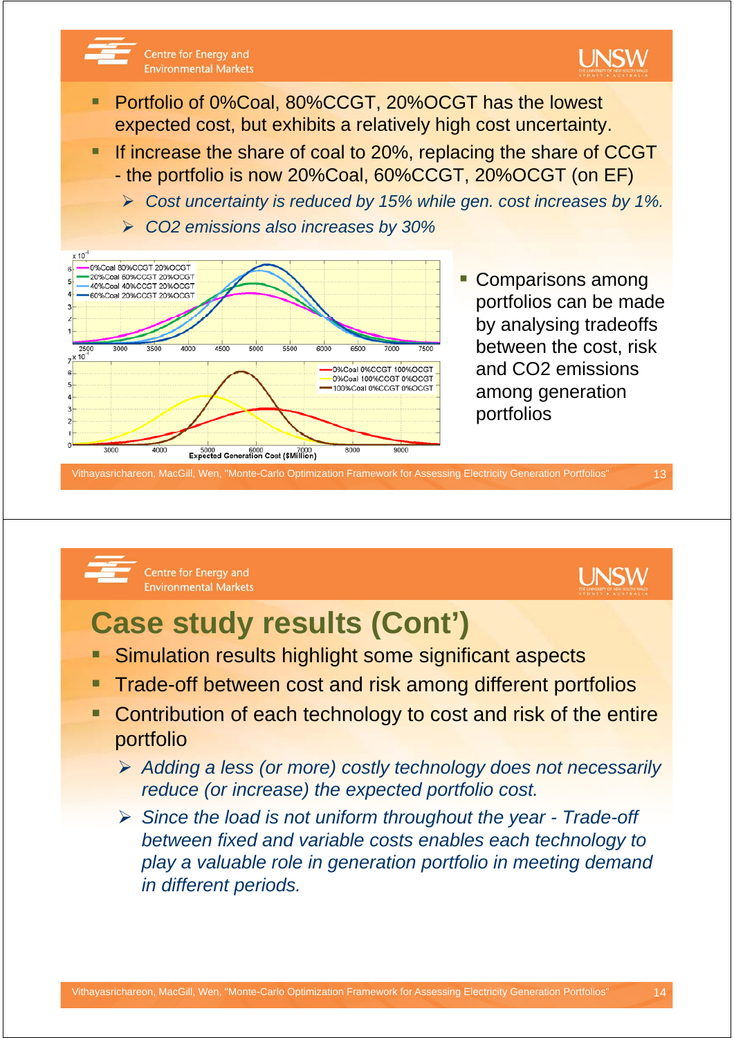- Portfolio of 0%Coal, 80%CCGT, 20%OCGT has the lowest expected cost, but exhibits a relatively high cost uncertainty.
- If increase the share of coal to 20%, replacing the share of CCGT - the portfolio is now 20%Coal, 60%CCGT, 20%OCGT (on EF)
  - *Cost uncertainty is reduced by 15% while gen. cost increases by 1%.*
  - *$CO_2$ emissions also increases by 30%*

- Comparisons among portfolios can be made by analysing tradeoffs between the cost, risk and $CO_2$ emissions among generation portfolios

# Case study results (Cont')

- Simulation results highlight some significant aspects
- Trade-off between cost and risk among different portfolios
- Contribution of each technology to cost and risk of the entire portfolio
  - *Adding a less (or more) costly technology does not necessarily reduce (or increase) the expected portfolio cost.*
  - *Since the load is not uniform throughout the year - Trade-off between fixed and variable costs enables each technology to play a valuable role in generation portfolio in meeting demand in different periods.*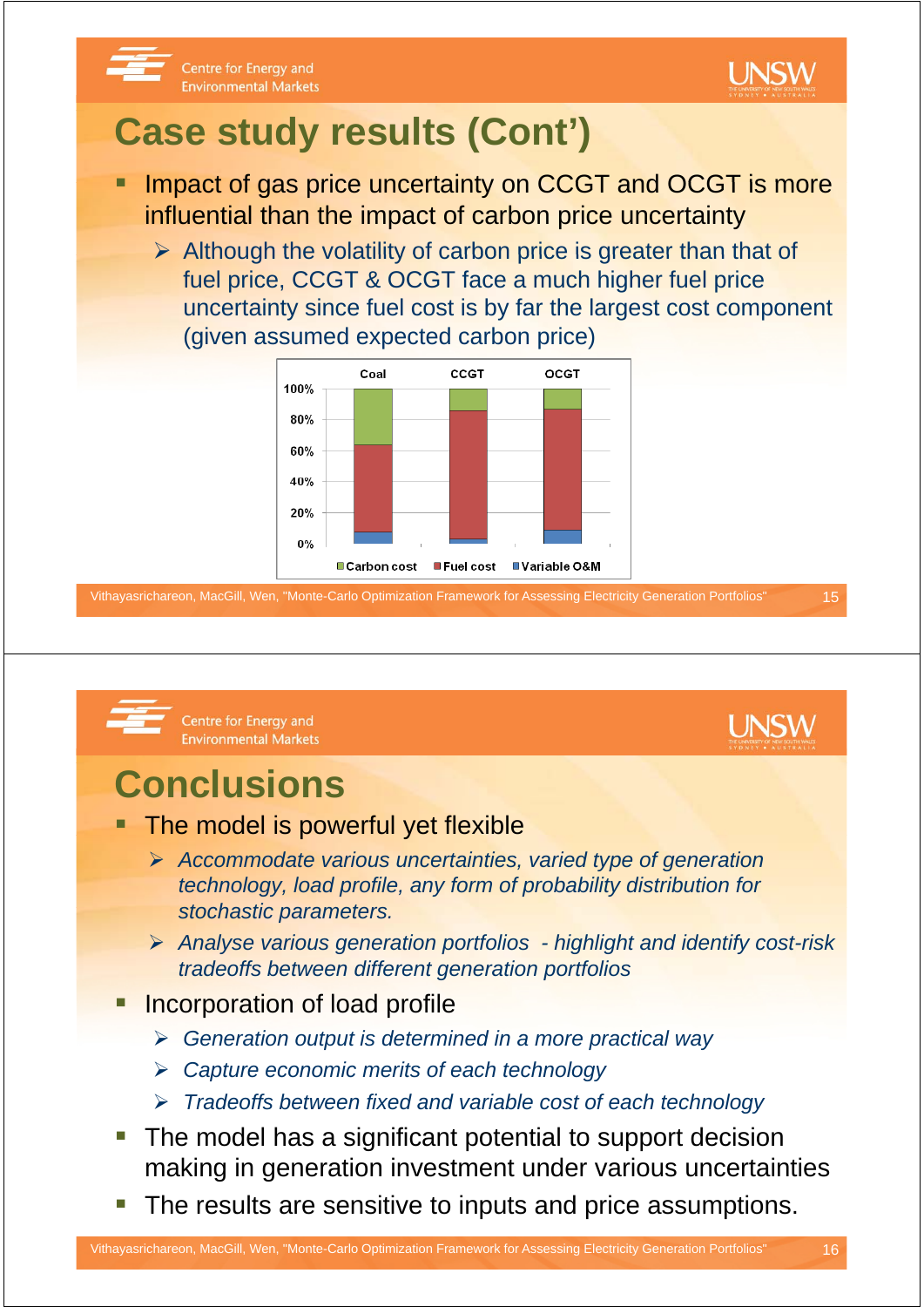# Case study results (Cont')

- Impact of gas price uncertainty on CCGT and OCGT is more influential than the impact of carbon price uncertainty
  - Although the volatility of carbon price is greater than that of fuel price, CCGT & OCGT face a much higher fuel price uncertainty since fuel cost is by far the largest cost component (given assumed expected carbon price)

# Conclusions

- The model is powerful yet flexible
  - *Accommodate various uncertainties, varied type of generation technology, load profile, any form of probability distribution for stochastic parameters.*
  - *Analyse various generation portfolios - highlight and identify cost-risk tradeoffs between different generation portfolios*
- Incorporation of load profile
  - *Generation output is determined in a more practical way*
  - *Capture economic merits of each technology*
  - *Tradeoffs between fixed and variable cost of each technology*
- The model has a significant potential to support decision making in generation investment under various uncertainties
- The results are sensitive to inputs and price assumptions.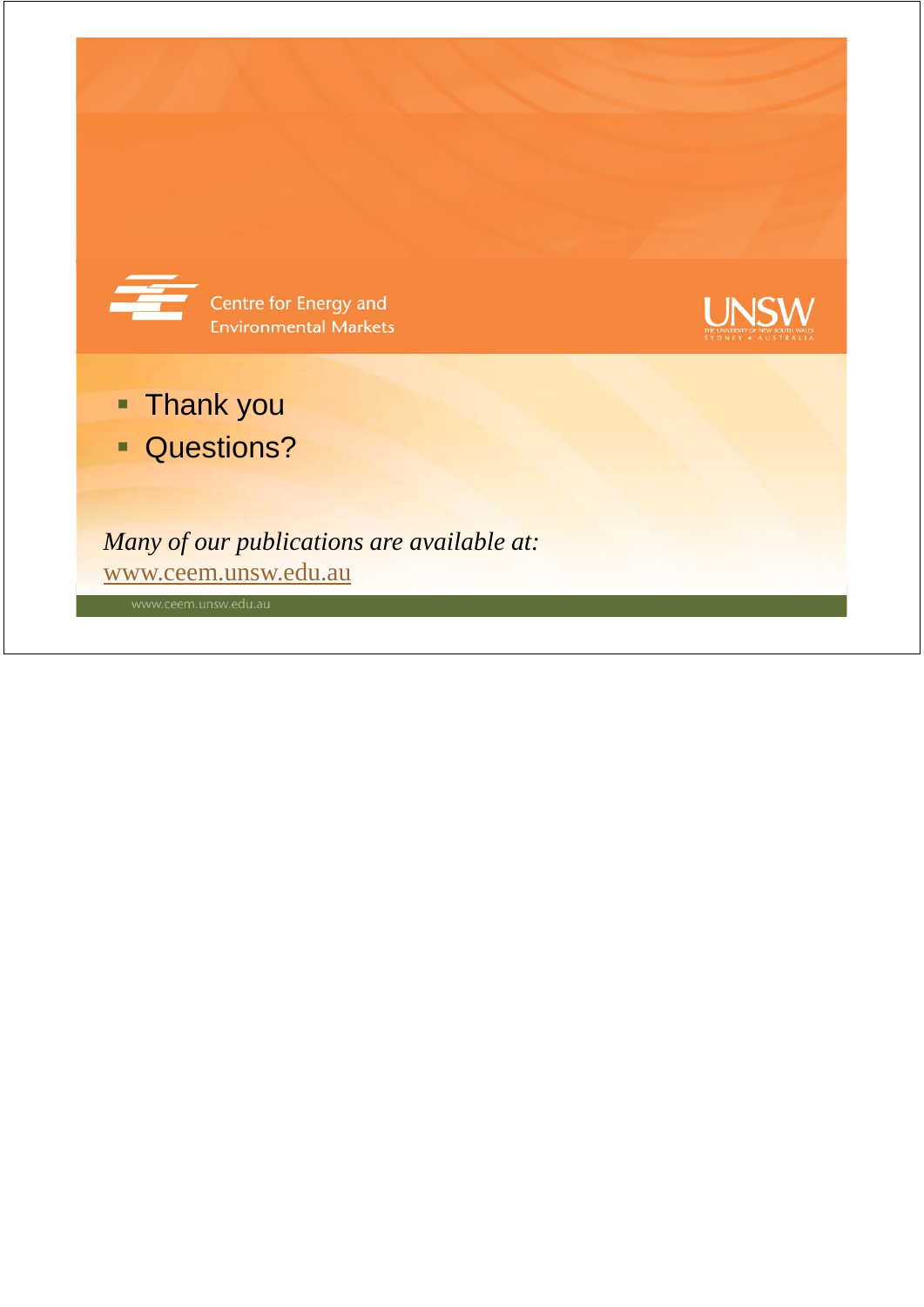Centre for Energy and Environmental Markets

UNSW

- Thank you
- Questions?

*Many of our publications are available at:*
www.ceem.unsw.edu.au